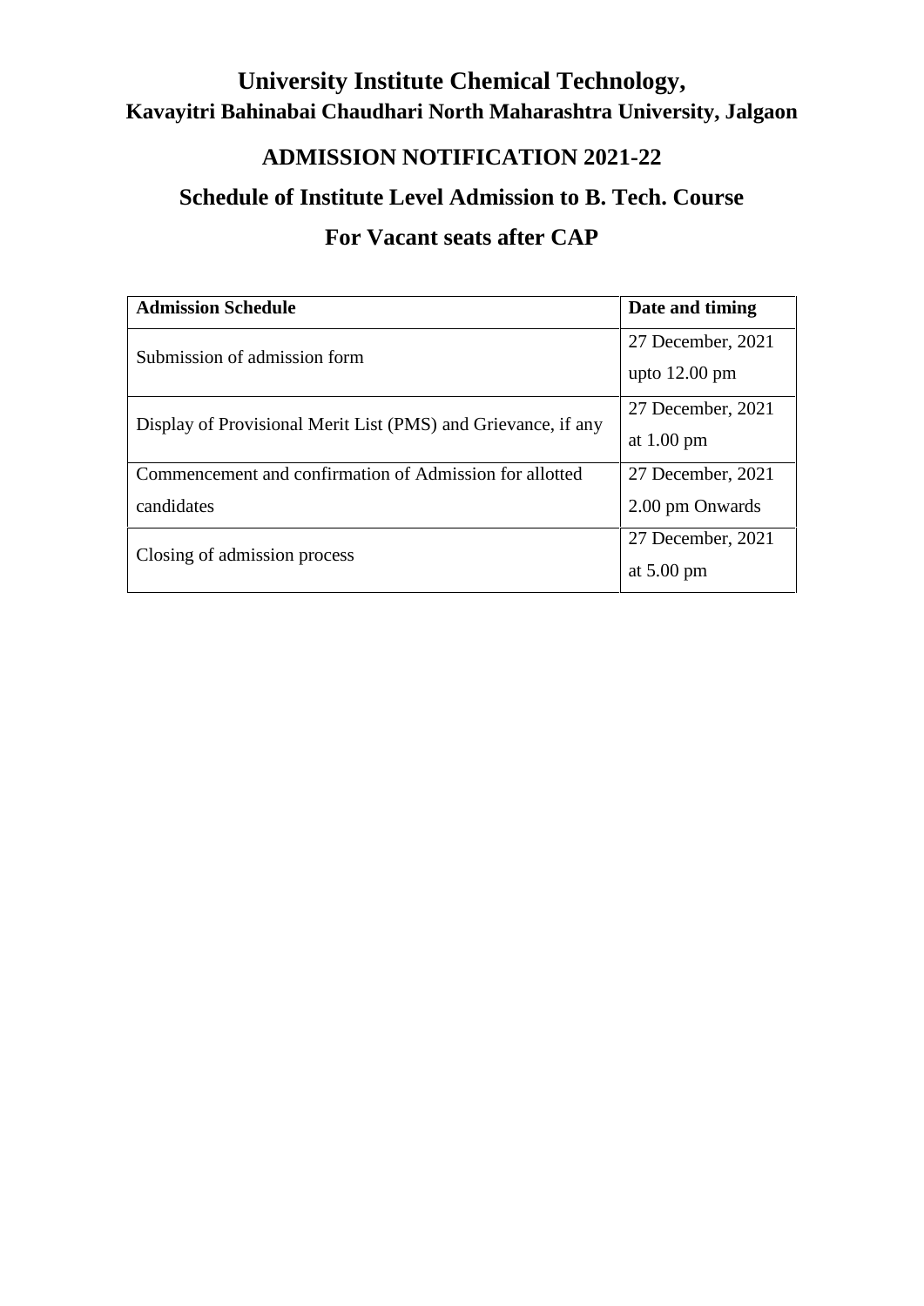# University Institute Chemical Technology,

## Kavayitri Bahinabai Chaudhari North Maharashtra University, Jalgaon

## ADMISSION NOTIFICATION 2021-22

## Schedule of Institute Level Admission to B. Tech. Course

## For Vacant seats after CAP

| Admission Schedule | Date and timing |
|---|---|
| Submission of admission form | 27 December, 2021 upto 12.00 pm |
| Display of Provisional Merit List (PMS) and Grievance, if any | 27 December, 2021 at 1.00 pm |
| Commencement and confirmation of Admission for allotted candidates | 27 December, 2021 2.00 pm Onwards |
| Closing of admission process | 27 December, 2021 at 5.00 pm |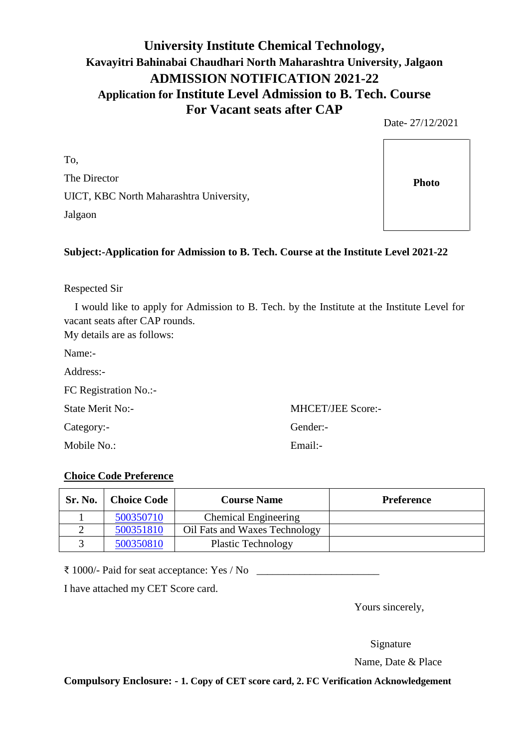# University Institute Chemical Technology,

## Kavayitri Bahinabai Chaudhari North Maharashtra University, Jalgaon

## ADMISSION NOTIFICATION 2021-22

## Application for Institute Level Admission to B. Tech. Course For Vacant seats after CAP

Date- 27/12/2021

To,

The Director

UICT, KBC North Maharashtra University,

Jalgaon

**Photo**

**Subject:-Application for Admission to B. Tech. Course at the Institute Level 2021-22**

Respected Sir

I would like to apply for Admission to B. Tech. by the Institute at the Institute Level for vacant seats after CAP rounds.

My details are as follows:

Name:-

Address:-

FC Registration No.:-

State Merit No:-

MHCET/JEE Score:-

Category:-

Gender:-

Mobile No.:

Email:-

**Choice Code Preference**

| Sr. No. | Choice Code | Course Name | Preference |
|---|---|---|---|
| 1 | 500350710 | Chemical Engineering | |
| 2 | 500351810 | Oil Fats and Waxes Technology | |
| 3 | 500350810 | Plastic Technology | |

₹ 1000/- Paid for seat acceptance: Yes / No ______________________

I have attached my CET Score card.

Yours sincerely,

Signature

Name, Date & Place

**Compulsory Enclosure: - 1. Copy of CET score card, 2. FC Verification Acknowledgement**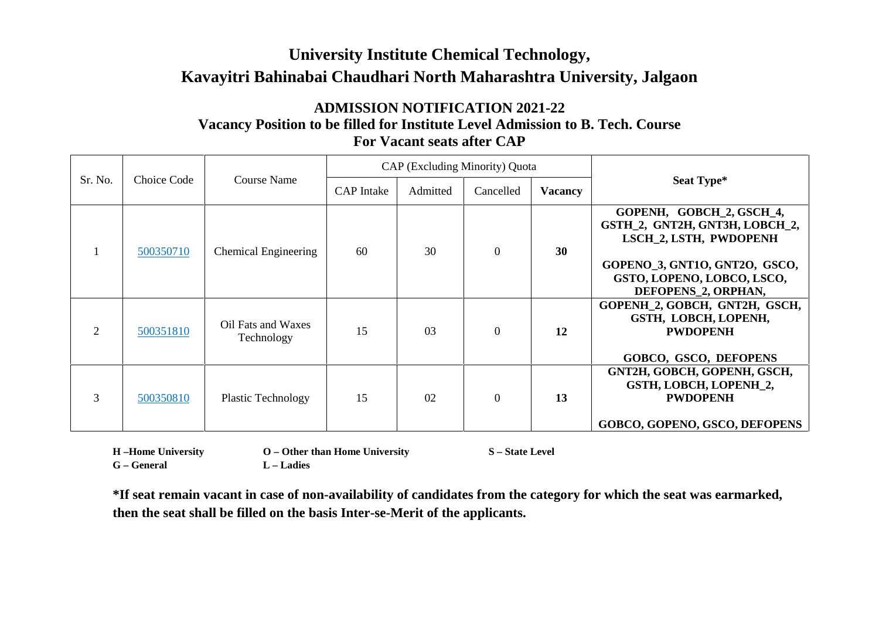# University Institute Chemical Technology,

# Kavayitri Bahinabai Chaudhari North Maharashtra University, Jalgaon

## ADMISSION NOTIFICATION 2021-22

## Vacancy Position to be filled for Institute Level Admission to B. Tech. Course

## For Vacant seats after CAP

| Sr. No. | Choice Code | Course Name | CAP (Excluding Minority) Quota | | | | Seat Type* |
|---|---|---|---|---|---|---|---|
| | | | CAP Intake | Admitted | Cancelled | **Vacancy** | |
| 1 | 500350710 | Chemical Engineering | 60 | 30 | 0 | **30** | **GOPENH, GOBCH_2, GSCH_4, GSTH_2, GNT2H, GNT3H, LOBCH_2, LSCH_2, LSTH, PWDOPENH**<br><br>**GOPENO_3, GNT1O, GNT2O, GSCO, GSTO, LOPENO, LOBCO, LSCO, DEFOPENS_2, ORPHAN,** |
| 2 | 500351810 | Oil Fats and Waxes Technology | 15 | 03 | 0 | **12** | **GOPENH_2, GOBCH, GNT2H, GSCH, GSTH, LOBCH, LOPENH, PWDOPENH**<br><br>**GOBCO, GSCO, DEFOPENS** |
| 3 | 500350810 | Plastic Technology | 15 | 02 | 0 | **13** | **GNT2H, GOBCH, GOPENH, GSCH, GSTH, LOBCH, LOPENH_2, PWDOPENH**<br><br>**GOBCO, GOPENO, GSCO, DEFOPENS** |

**H –Home University** **O – Other than Home University** **S – State Level**

**G – General** **L – Ladies**

**\*If seat remain vacant in case of non-availability of candidates from the category for which the seat was earmarked, then the seat shall be filled on the basis Inter-se-Merit of the applicants.**